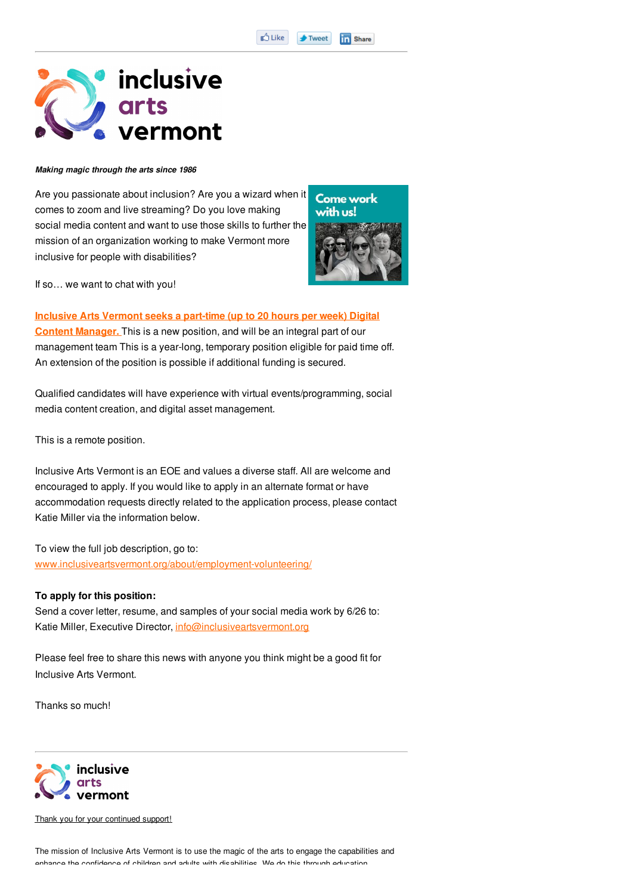Like Tweet Share

inclusive arts vermont

***Making magic through the arts since 1986***

Are you passionate about inclusion? Are you a wizard when it comes to zoom and live streaming? Do you love making social media content and want to use those skills to further the mission of an organization working to make Vermont more inclusive for people with disabilities?

Come work with us!

If so… we want to chat with you!

**Inclusive Arts Vermont seeks a part-time (up to 20 hours per week) Digital Content Manager.** This is a new position, and will be an integral part of our management team This is a year-long, temporary position eligible for paid time off. An extension of the position is possible if additional funding is secured.

Qualified candidates will have experience with virtual events/programming, social media content creation, and digital asset management.

This is a remote position.

Inclusive Arts Vermont is an EOE and values a diverse staff. All are welcome and encouraged to apply. If you would like to apply in an alternate format or have accommodation requests directly related to the application process, please contact Katie Miller via the information below.

To view the full job description, go to:
www.inclusiveartsvermont.org/about/employment-volunteering/

**To apply for this position:**
Send a cover letter, resume, and samples of your social media work by 6/26 to:
Katie Miller, Executive Director, info@inclusiveartsvermont.org

Please feel free to share this news with anyone you think might be a good fit for Inclusive Arts Vermont.

Thanks so much!

---

inclusive arts vermont

Thank you for your continued support!

The mission of Inclusive Arts Vermont is to use the magic of the arts to engage the capabilities and enhance the confidence of children and adults with disabilities. We do this through education,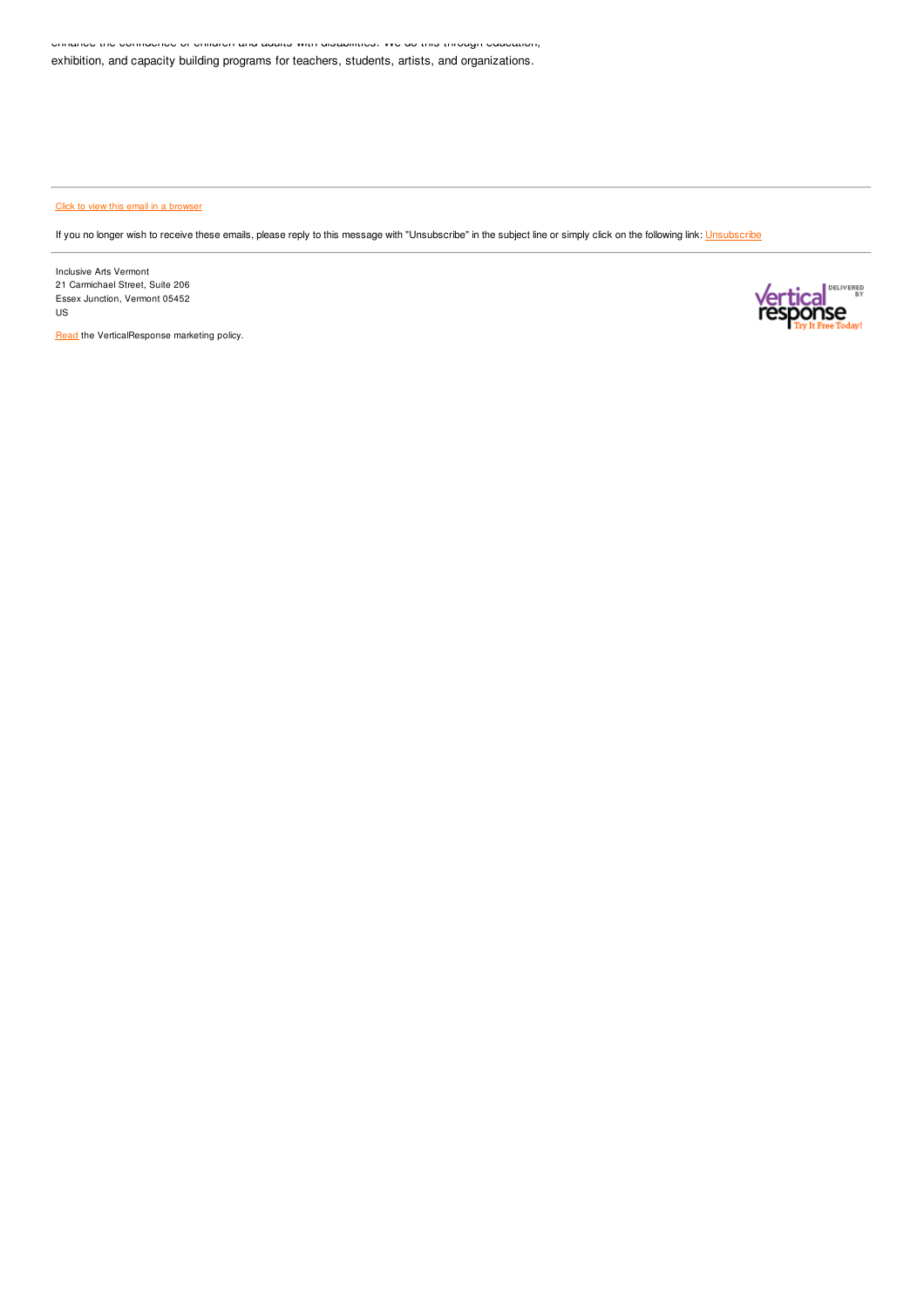enhance the confidence of children and adults with disabilities. We do this through education, exhibition, and capacity building programs for teachers, students, artists, and organizations.

---

Click to view this email in a browser

If you no longer wish to receive these emails, please reply to this message with "Unsubscribe" in the subject line or simply click on the following link: Unsubscribe

---

Inclusive Arts Vermont
21 Carmichael Street, Suite 206
Essex Junction, Vermont 05452
US

Read the VerticalResponse marketing policy.

Vertical response DELIVERED BY Try It Free Today!